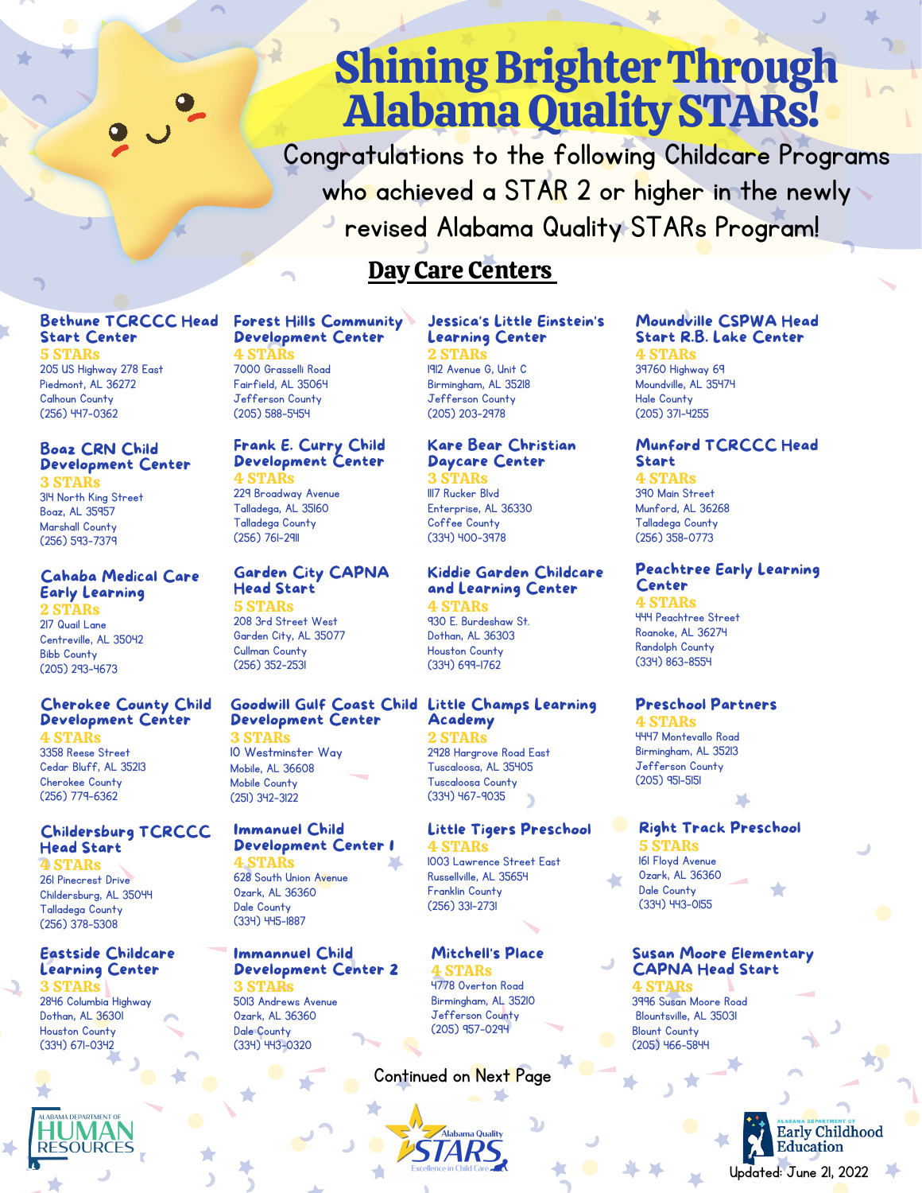# Shining Brighter Through Alabama Quality STARs!

Congratulations to the following Childcare Programs who achieved a STAR 2 or higher in the newly revised Alabama Quality STARs Program!

## Day Care Centers

**Bethune TCRCCC Head Start Center**
5 STARs
205 US Highway 278 East
Piedmont, AL 36272
Calhoun County
(256) 447-0362

**Boaz CRN Child Development Center**
3 STARs
314 North King Street
Boaz, AL 35957
Marshall County
(256) 593-7379

**Cahaba Medical Care Early Learning**
2 STARs
217 Quail Lane
Centreville, AL 35042
Bibb County
(205) 293-4673

**Cherokee County Child Development Center**
4 STARs
3358 Reese Street
Cedar Bluff, AL 35213
Cherokee County
(256) 779-6362

**Childersburg TCRCCC Head Start**
4 STARs
261 Pinecrest Drive
Childersburg, AL 35044
Talladega County
(256) 378-5308

**Eastside Childcare Learning Center**
3 STARs
2846 Columbia Highway
Dothan, AL 36301
Houston County
(334) 671-0342

**Forest Hills Community Development Center**
4 STARs
7000 Grasselli Road
Fairfield, AL 35064
Jefferson County
(205) 588-5454

**Frank E. Curry Child Development Center**
4 STARs
229 Broadway Avenue
Talladega, AL 35160
Talladega County
(256) 761-2911

**Garden City CAPNA Head Start**
5 STARs
208 3rd Street West
Garden City, AL 35077
Cullman County
(256) 352-2531

**Goodwill Gulf Coast Child Development Center**
3 STARs
10 Westminster Way
Mobile, AL 36608
Mobile County
(251) 342-3122

**Immanuel Child Development Center I**
4 STARs
628 South Union Avenue
Ozark, AL 36360
Dale County
(334) 445-1887

**Immannuel Child Development Center 2**
3 STARs
5013 Andrews Avenue
Ozark, AL 36360
Dale County
(334) 443-0320

**Jessica's Little Einstein's Learning Center**
2 STARs
1912 Avenue G, Unit C
Birmingham, AL 35218
Jefferson County
(205) 203-2978

**Kare Bear Christian Daycare Center**
3 STARs
1117 Rucker Blvd
Enterprise, AL 36330
Coffee County
(334) 400-3978

**Kiddie Garden Childcare and Learning Center**
4 STARs
930 E. Burdeshaw St.
Dothan, AL 36303
Houston County
(334) 699-1762

**Little Champs Learning Academy**
2 STARs
2928 Hargrove Road East
Tuscaloosa, AL 35405
Tuscaloosa County
(334) 467-9035

**Little Tigers Preschool**
4 STARs
1003 Lawrence Street East
Russellville, AL 35654
Franklin County
(256) 331-2731

**Mitchell's Place**
4 STARs
4778 Overton Road
Birmingham, AL 35210
Jefferson County
(205) 957-0294

**Moundville CSPWA Head Start R.B. Lake Center**
4 STARs
39760 Highway 69
Moundville, AL 35474
Hale County
(205) 371-4255

**Munford TCRCCC Head Start**
4 STARs
390 Main Street
Munford, AL 36268
Talladega County
(256) 358-0773

**Peachtree Early Learning Center**
4 STARs
444 Peachtree Street
Roanoke, AL 36274
Randolph County
(334) 863-8554

**Preschool Partners**
4 STARs
4447 Montevallo Road
Birmingham, AL 35213
Jefferson County
(205) 951-5151

**Right Track Preschool**
5 STARs
161 Floyd Avenue
Ozark, AL 36360
Dale County
(334) 443-0155

**Susan Moore Elementary CAPNA Head Start**
4 STARs
3996 Susan Moore Road
Blountsville, AL 35031
Blount County
(205) 466-5844

Continued on Next Page

Updated: June 21, 2022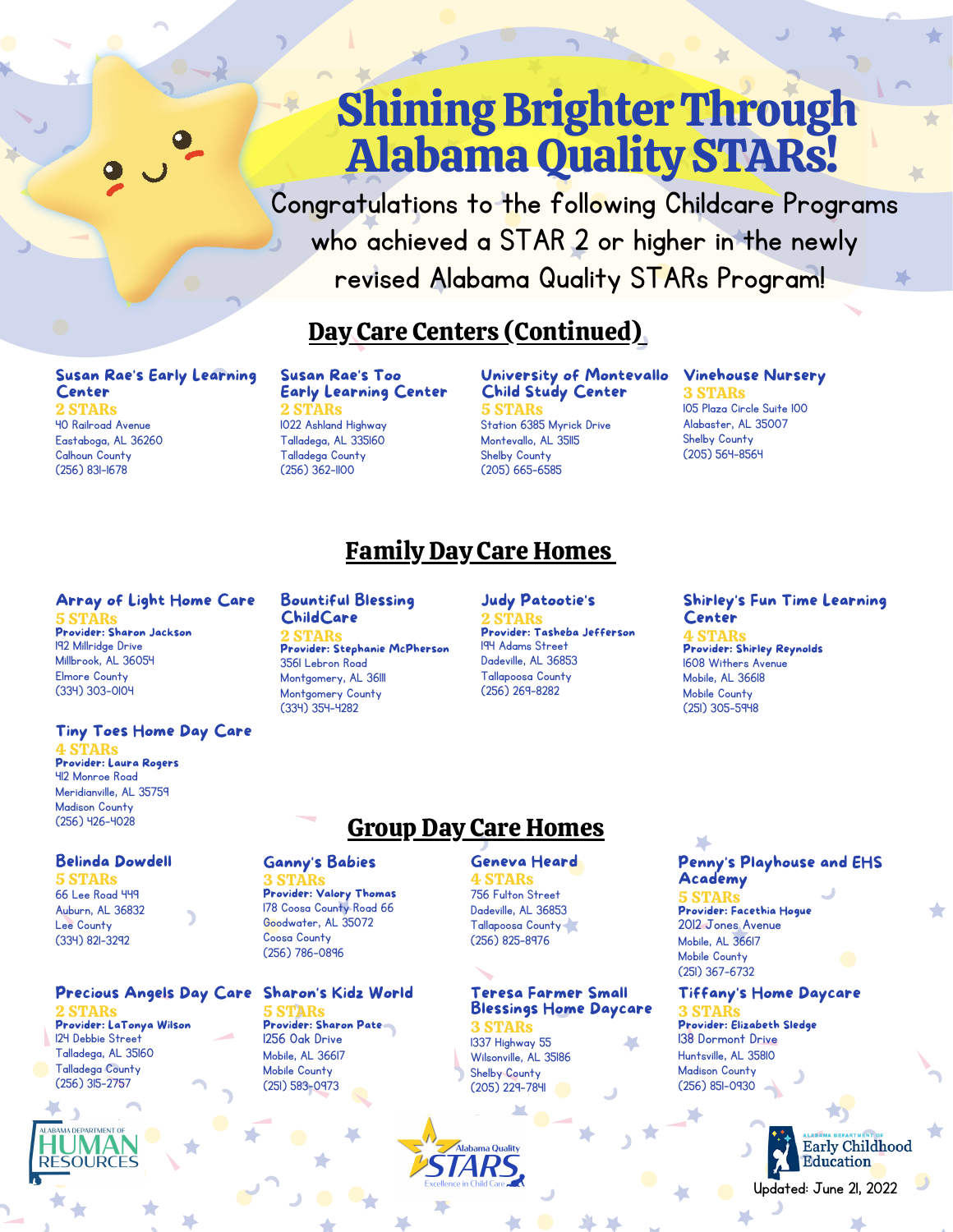# Shining Brighter Through Alabama Quality STARs!

Congratulations to the following Childcare Programs who achieved a STAR 2 or higher in the newly revised Alabama Quality STARs Program!

## Day Care Centers (Continued)

### Susan Rae's Early Learning Center
**2 STARs**
40 Railroad Avenue
Eastaboga, AL 36260
Calhoun County
(256) 831-1678

### Susan Rae's Too Early Learning Center
**2 STARs**
1022 Ashland Highway
Talladega, AL 335160
Talladega County
(256) 362-1100

### University of Montevallo Child Study Center
**5 STARs**
Station 6385 Myrick Drive
Montevallo, AL 35115
Shelby County
(205) 665-6585

### Vinehouse Nursery
**3 STARs**
105 Plaza Circle Suite 100
Alabaster, AL 35007
Shelby County
(205) 564-8564

## Family Day Care Homes

### Array of Light Home Care
**5 STARs**
**Provider: Sharon Jackson**
192 Millridge Drive
Millbrook, AL 36054
Elmore County
(334) 303-0104

### Bountiful Blessing ChildCare
**2 STARs**
**Provider: Stephanie McPherson**
3561 Lebron Road
Montgomery, AL 36111
Montgomery County
(334) 354-4282

### Judy Patootie's
**2 STARs**
**Provider: Tasheba Jefferson**
194 Adams Street
Dadeville, AL 36853
Tallapoosa County
(256) 269-8282

### Shirley's Fun Time Learning Center
**4 STARs**
**Provider: Shirley Reynolds**
1608 Withers Avenue
Mobile, AL 36618
Mobile County
(251) 305-5948

### Tiny Toes Home Day Care
**4 STARs**
**Provider: Laura Rogers**
412 Monroe Road
Meridianville, AL 35759
Madison County
(256) 426-4028

## Group Day Care Homes

### Belinda Dowdell
**5 STARs**
66 Lee Road 449
Auburn, AL 36832
Lee County
(334) 821-3292

### Ganny's Babies
**3 STARs**
**Provider: Valory Thomas**
178 Coosa County Road 66
Goodwater, AL 35072
Coosa County
(256) 786-0896

### Geneva Heard
**4 STARs**
756 Fulton Street
Dadeville, AL 36853
Tallapoosa County
(256) 825-8976

### Penny's Playhouse and EHS Academy
**5 STARs**
**Provider: Facethia Hogue**
2012 Jones Avenue
Mobile, AL 36617
Mobile County
(251) 367-6732

### Precious Angels Day Care
**2 STARs**
**Provider: LaTonya Wilson**
124 Debbie Street
Talladega, AL 35160
Talladega County
(256) 315-2757

### Sharon's Kidz World
**5 STARs**
**Provider: Sharon Pate**
1256 Oak Drive
Mobile, AL 36617
Mobile County
(251) 583-0973

### Teresa Farmer Small Blessings Home Daycare
**3 STARs**
1337 Highway 55
Wilsonville, AL 35186
Shelby County
(205) 229-7841

### Tiffany's Home Daycare
**3 STARs**
**Provider: Elizabeth Sledge**
138 Dormont Drive
Huntsville, AL 35810
Madison County
(256) 851-0930

Alabama Department of Human Resources

Alabama Quality STARS — Excellence in Child Care

Alabama Department of Early Childhood Education

Updated: June 21, 2022